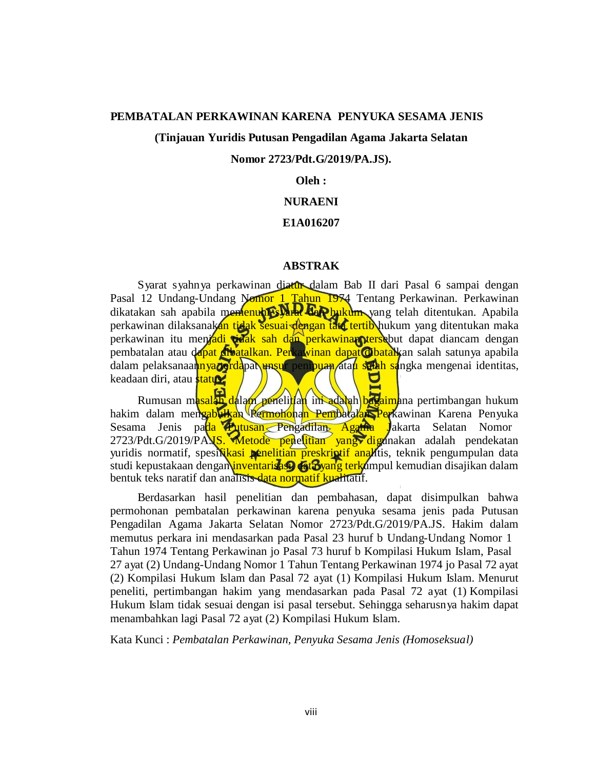**PEMBATALAN PERKAWINAN KARENA PENYUKA SESAMA JENIS**

**(Tinjauan Yuridis Putusan Pengadilan Agama Jakarta Selatan**

**Nomor 2723/Pdt.G/2019/PA.JS).**

**Oleh :**

**NURAENI**

**E1A016207**

## ABSTRAK

Syarat syahnya perkawinan diatur dalam Bab II dari Pasal 6 sampai dengan Pasal 12 Undang-Undang Nomor 1 Tahun 1974 Tentang Perkawinan. Perkawinan dikatakan sah apabila memenuhi syarat dan hukum yang telah ditentukan. Apabila perkawinan dilaksanakan tidak sesuai dengan tata tertib hukum yang ditentukan maka perkawinan itu menjadi tidak sah dan perkawinan tersebut dapat diancam dengan pembatalan atau dapat dibatalkan. Perkawinan dapat dibatalkan salah satunya apabila dalam pelaksanaannya terdapat unsur penipuan atau salah sangka mengenai identitas, keadaan diri, atau status.

Rumusan masalah dalam penelitian ini adalah bagaimana pertimbangan hukum hakim dalam mengabulkan Permohonan Pembatalan Perkawinan Karena Penyuka Sesama Jenis pada Putusan Pengadilan Agama Jakarta Selatan Nomor 2723/Pdt.G/2019/PA.JS. Metode penelitian yang digunakan adalah pendekatan yuridis normatif, spesifikasi penelitian preskriptif analitis, teknik pengumpulan data studi kepustakaan dengan inventarisasi data yang terkumpul kemudian disajikan dalam bentuk teks naratif dan analisis data normatif kualitatif.

Berdasarkan hasil penelitian dan pembahasan, dapat disimpulkan bahwa permohonan pembatalan perkawinan karena penyuka sesama jenis pada Putusan Pengadilan Agama Jakarta Selatan Nomor 2723/Pdt.G/2019/PA.JS. Hakim dalam memutus perkara ini mendasarkan pada Pasal 23 huruf b Undang-Undang Nomor 1 Tahun 1974 Tentang Perkawinan jo Pasal 73 huruf b Kompilasi Hukum Islam, Pasal 27 ayat (2) Undang-Undang Nomor 1 Tahun Tentang Perkawinan 1974 jo Pasal 72 ayat (2) Kompilasi Hukum Islam dan Pasal 72 ayat (1) Kompilasi Hukum Islam. Menurut peneliti, pertimbangan hakim yang mendasarkan pada Pasal 72 ayat (1) Kompilasi Hukum Islam tidak sesuai dengan isi pasal tersebut. Sehingga seharusnya hakim dapat menambahkan lagi Pasal 72 ayat (2) Kompilasi Hukum Islam.

Kata Kunci : *Pembatalan Perkawinan, Penyuka Sesama Jenis (Homoseksual)*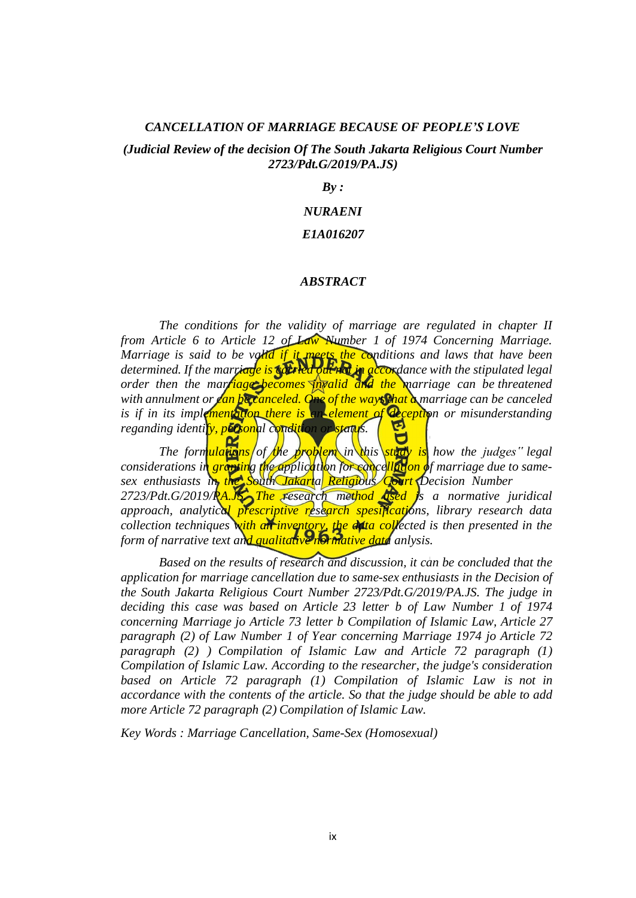***CANCELLATION OF MARRIAGE BECAUSE OF PEOPLE'S LOVE***

***(Judicial Review of the decision Of The South Jakarta Religious Court Number 2723/Pdt.G/2019/PA.JS)***

***By :***

***NURAENI***

***E1A016207***

## ***ABSTRACT***

*The conditions for the validity of marriage are regulated in chapter II from Article 6 to Article 12 of Law Number 1 of 1974 Concerning Marriage. Marriage is said to be valid if it meets the conditions and laws that have been determined. If the marriage is carried out not in accordance with the stipulated legal order then the marriage becomes invalid and the marriage can be threatened with annulment or can be canceled. One of the ways that a marriage can be canceled is if in its implementation there is an element of deception or misunderstanding reganding identify, personal condition or status.*

*The formulations of the problem in this study is how the judges" legal considerations in granting the application for cancellation of marriage due to same-sex enthusiasts in the South Jakarta Religious Court Decision Number 2723/Pdt.G/2019/PA.JS. The research method used is a normative juridical approach, analytical prescriptive research spesifications, library research data collection techniques with an inventory, the data collected is then presented in the form of narrative text and qualitative normative data anlysis.*

*Based on the results of research and discussion, it can be concluded that the application for marriage cancellation due to same-sex enthusiasts in the Decision of the South Jakarta Religious Court Number 2723/Pdt.G/2019/PA.JS. The judge in deciding this case was based on Article 23 letter b of Law Number 1 of 1974 concerning Marriage jo Article 73 letter b Compilation of Islamic Law, Article 27 paragraph (2) of Law Number 1 of Year concerning Marriage 1974 jo Article 72 paragraph (2) ) Compilation of Islamic Law and Article 72 paragraph (1) Compilation of Islamic Law. According to the researcher, the judge's consideration based on Article 72 paragraph (1) Compilation of Islamic Law is not in accordance with the contents of the article. So that the judge should be able to add more Article 72 paragraph (2) Compilation of Islamic Law.*

*Key Words : Marriage Cancellation, Same-Sex (Homosexual)*